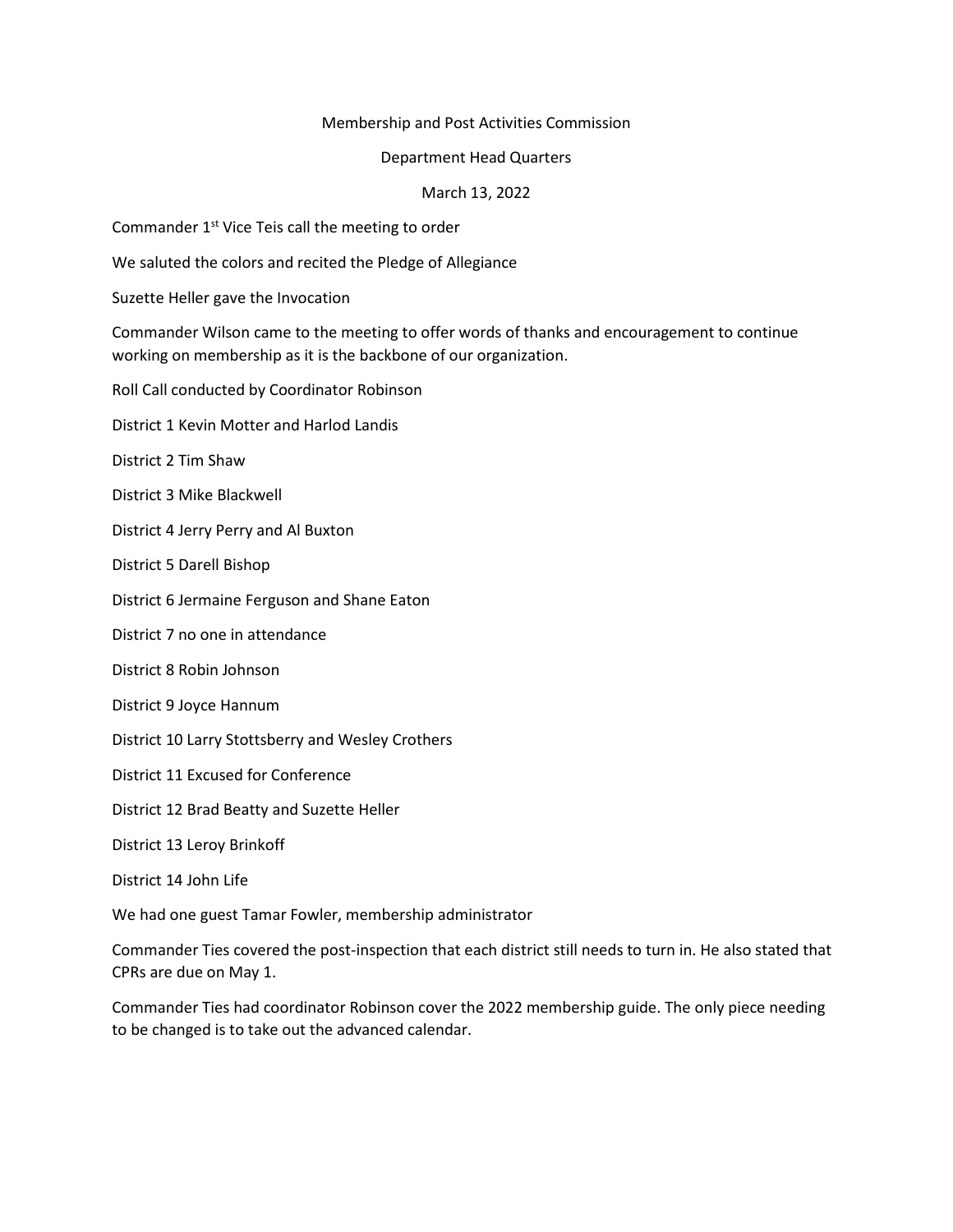Membership and Post Activities Commission

Department Head Quarters

March 13, 2022

Commander 1st Vice Teis call the meeting to order

We saluted the colors and recited the Pledge of Allegiance

Suzette Heller gave the Invocation

Commander Wilson came to the meeting to offer words of thanks and encouragement to continue working on membership as it is the backbone of our organization.

Roll Call conducted by Coordinator Robinson

District 1 Kevin Motter and Harlod Landis

District 2 Tim Shaw

District 3 Mike Blackwell

District 4 Jerry Perry and Al Buxton

District 5 Darell Bishop

District 6 Jermaine Ferguson and Shane Eaton

District 7 no one in attendance

District 8 Robin Johnson

District 9 Joyce Hannum

District 10 Larry Stottsberry and Wesley Crothers

District 11 Excused for Conference

District 12 Brad Beatty and Suzette Heller

District 13 Leroy Brinkoff

District 14 John Life

We had one guest Tamar Fowler, membership administrator

Commander Ties covered the post-inspection that each district still needs to turn in. He also stated that CPRs are due on May 1.

Commander Ties had coordinator Robinson cover the 2022 membership guide. The only piece needing to be changed is to take out the advanced calendar.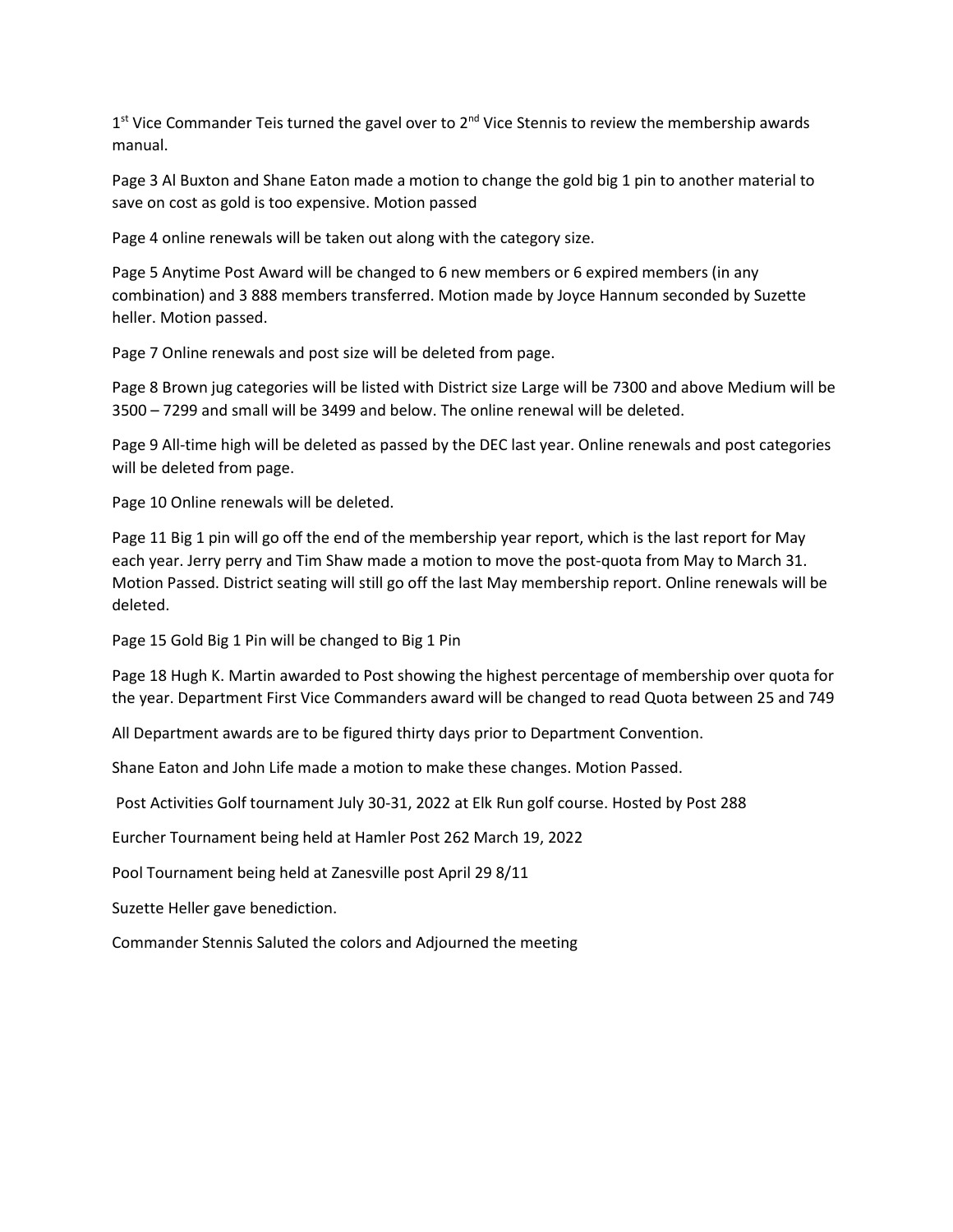1[st] Vice Commander Teis turned the gavel over to 2[nd] Vice Stennis to review the membership awards manual.

Page 3 Al Buxton and Shane Eaton made a motion to change the gold big 1 pin to another material to save on cost as gold is too expensive. Motion passed

Page 4 online renewals will be taken out along with the category size.

Page 5 Anytime Post Award will be changed to 6 new members or 6 expired members (in any combination) and 3 888 members transferred. Motion made by Joyce Hannum seconded by Suzette heller. Motion passed.

Page 7 Online renewals and post size will be deleted from page.

Page 8 Brown jug categories will be listed with District size Large will be 7300 and above Medium will be 3500 – 7299 and small will be 3499 and below. The online renewal will be deleted.

Page 9 All-time high will be deleted as passed by the DEC last year. Online renewals and post categories will be deleted from page.

Page 10 Online renewals will be deleted.

Page 11 Big 1 pin will go off the end of the membership year report, which is the last report for May each year. Jerry perry and Tim Shaw made a motion to move the post-quota from May to March 31. Motion Passed. District seating will still go off the last May membership report. Online renewals will be deleted.

Page 15 Gold Big 1 Pin will be changed to Big 1 Pin

Page 18 Hugh K. Martin awarded to Post showing the highest percentage of membership over quota for the year. Department First Vice Commanders award will be changed to read Quota between 25 and 749

All Department awards are to be figured thirty days prior to Department Convention.

Shane Eaton and John Life made a motion to make these changes. Motion Passed.

Post Activities Golf tournament July 30-31, 2022 at Elk Run golf course. Hosted by Post 288

Eurcher Tournament being held at Hamler Post 262 March 19, 2022

Pool Tournament being held at Zanesville post April 29 8/11

Suzette Heller gave benediction.

Commander Stennis Saluted the colors and Adjourned the meeting